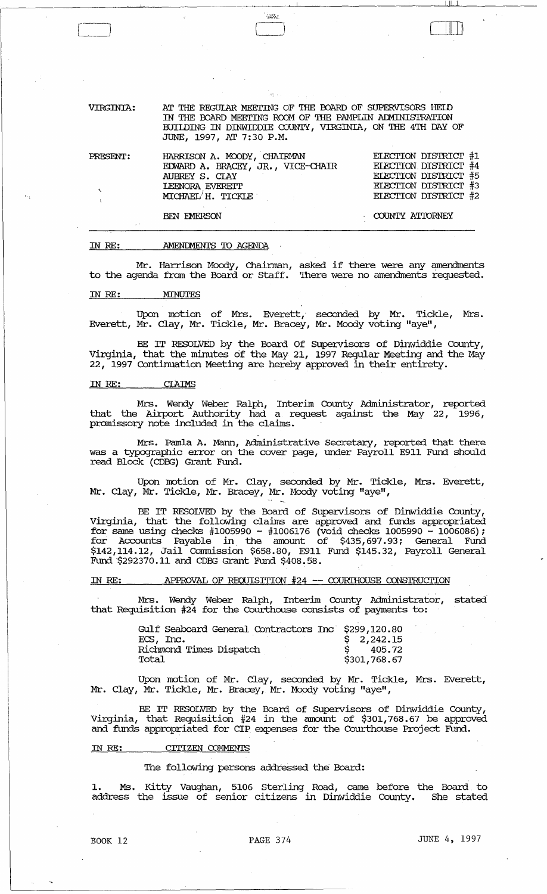VIRGINIA: AT THE REGULAR MEETING OF THE BOARD OF SUPERVISORS HELD IN THE BOARD MEETING ROOM OF THE PAMPLIN ADMINISTRATION BUILDING IN DINWIDDIE COUNTY, VIRGINIA, ON THE 4TH DAY OF JUNE, 1997, AT 7:30 P.M.

| PRESENT: | | |
|---|---|---|
| | HARRISON A. MOODY, CHAIRMAN | ELECTION DISTRICT #1 |
| | EDWARD A. BRACEY, JR., VICE-CHAIR | ELECTION DISTRICT #4 |
| | AUBREY S. CLAY | ELECTION DISTRICT #5 |
| | LEENORA EVERETT | ELECTION DISTRICT #3 |
| | MICHAEL H. TICKLE | ELECTION DISTRICT #2 |
| | BEN EMERSON | COUNTY ATTORNEY |

IN RE: AMENDMENTS TO AGENDA

Mr. Harrison Moody, Chairman, asked if there were any amendments to the agenda from the Board or Staff. There were no amendments requested.

IN RE: MINUTES

Upon motion of Mrs. Everett, seconded by Mr. Tickle, Mrs. Everett, Mr. Clay, Mr. Tickle, Mr. Bracey, Mr. Moody voting "aye",

BE IT RESOLVED by the Board Of Supervisors of Dinwiddie County, Virginia, that the minutes of the May 21, 1997 Regular Meeting and the May 22, 1997 Continuation Meeting are hereby approved in their entirety.

IN RE: CLAIMS

Mrs. Wendy Weber Ralph, Interim County Administrator, reported that the Airport Authority had a request against the May 22, 1996, promissory note included in the claims.

Mrs. Pamla A. Mann, Administrative Secretary, reported that there was a typographic error on the cover page, under Payroll E911 Fund should read Block (CDBG) Grant Fund.

Upon motion of Mr. Clay, seconded by Mr. Tickle, Mrs. Everett, Mr. Clay, Mr. Tickle, Mr. Bracey, Mr. Moody voting "aye",

BE IT RESOLVED by the Board of Supervisors of Dinwiddie County, Virginia, that the following claims are approved and funds appropriated for same using checks #1005990 - #1006176 (void checks 1005990 - 1006086); for Accounts Payable in the amount of $435,697.93; General Fund $142,114.12, Jail Commission $658.80, E911 Fund $145.32, Payroll General Fund $292370.11 and CDBG Grant Fund $408.58.

IN RE: APPROVAL OF REQUISITION #24 -- COURTHOUSE CONSTRUCTION

Mrs. Wendy Weber Ralph, Interim County Administrator, stated that Requisition #24 for the Courthouse consists of payments to:

| | |
|---|---|
| Gulf Seaboard General Contractors Inc | $299,120.80 |
| ECS, Inc. | $ 2,242.15 |
| Richmond Times Dispatch | $ 405.72 |
| Total | $301,768.67 |

Upon motion of Mr. Clay, seconded by Mr. Tickle, Mrs. Everett, Mr. Clay, Mr. Tickle, Mr. Bracey, Mr. Moody voting "aye",

BE IT RESOLVED by the Board of Supervisors of Dinwiddie County, Virginia, that Requisition #24 in the amount of $301,768.67 be approved and funds appropriated for CIP expenses for the Courthouse Project Fund.

IN RE: CITIZEN COMMENTS

The following persons addressed the Board:

1. Ms. Kitty Vaughan, 5106 Sterling Road, came before the Board to address the issue of senior citizens in Dinwiddie County. She stated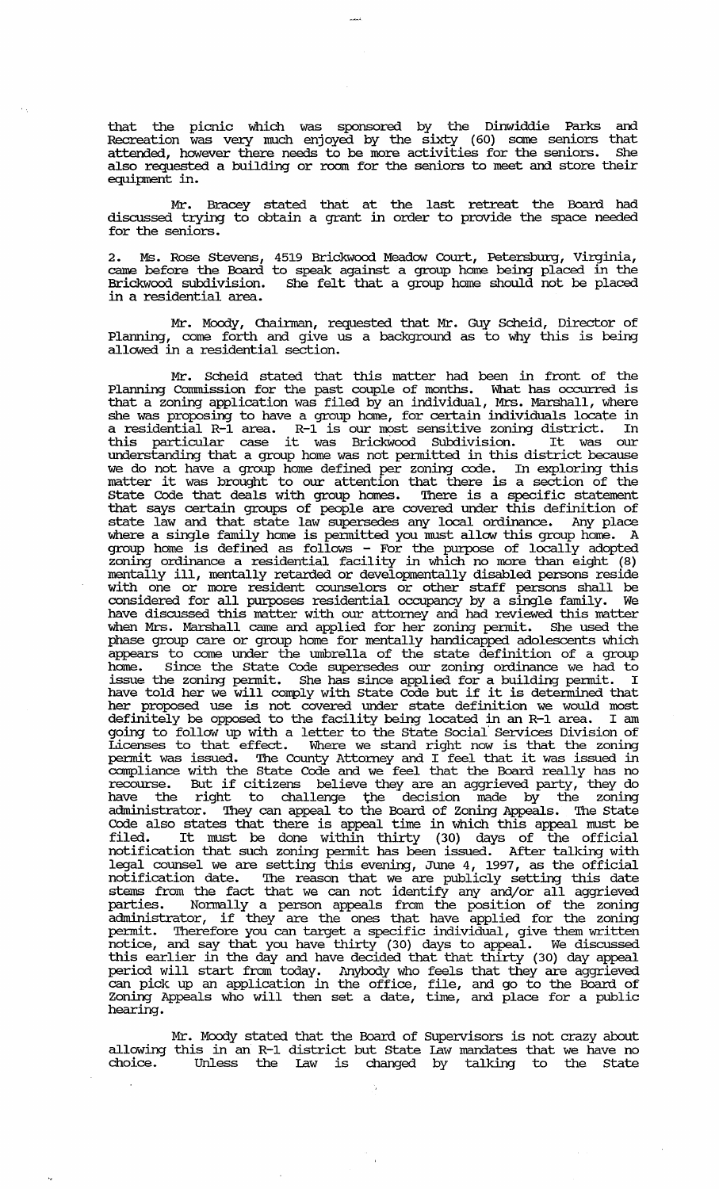that the picnic which was sponsored by the Dinwiddie Parks and Recreation was very much enjoyed by the sixty (60) some seniors that attended, however there needs to be more activities for the seniors. She also requested a building or room for the seniors to meet and store their equipment in.

Mr. Bracey stated that at the last retreat the Board had discussed trying to obtain a grant in order to provide the space needed for the seniors.

2. Ms. Rose Stevens, 4519 Brickwood Meadow Court, Petersburg, Virginia, came before the Board to speak against a group home being placed in the Brickwood subdivision. She felt that a group home should not be placed in a residential area.

Mr. Moody, Chairman, requested that Mr. Guy Scheid, Director of Planning, come forth and give us a background as to why this is being allowed in a residential section.

Mr. Scheid stated that this matter had been in front of the Planning Commission for the past couple of months. What has occurred is that a zoning application was filed by an individual, Mrs. Marshall, where she was proposing to have a group home, for certain individuals locate in a residential R-1 area. R-1 is our most sensitive zoning district. In this particular case it was Brickwood Subdivision. It was our understanding that a group home was not permitted in this district because we do not have a group home defined per zoning code. In exploring this matter it was brought to our attention that there is a section of the State Code that deals with group homes. There is a specific statement that says certain groups of people are covered under this definition of state law and that state law supersedes any local ordinance. Any place where a single family home is permitted you must allow this group home. A group home is defined as follows - For the purpose of locally adopted zoning ordinance a residential facility in which no more than eight (8) mentally ill, mentally retarded or developmentally disabled persons reside with one or more resident counselors or other staff persons shall be considered for all purposes residential occupancy by a single family. We have discussed this matter with our attorney and had reviewed this matter when Mrs. Marshall came and applied for her zoning permit. She used the phase group care or group home for mentally handicapped adolescents which appears to come under the umbrella of the state definition of a group home. Since the State Code supersedes our zoning ordinance we had to issue the zoning permit. She has since applied for a building permit. I have told her we will comply with State Code but if it is determined that her proposed use is not covered under state definition we would most definitely be opposed to the facility being located in an R-1 area. I am going to follow up with a letter to the State Social Services Division of Licenses to that effect. Where we stand right now is that the zoning permit was issued. The County Attorney and I feel that it was issued in compliance with the State Code and we feel that the Board really has no recourse. But if citizens believe they are an aggrieved party, they do have the right to challenge the decision made by the zoning administrator. They can appeal to the Board of Zoning Appeals. The State Code also states that there is appeal time in which this appeal must be filed. It must be done within thirty (30) days of the official notification that such zoning permit has been issued. After talking with legal counsel we are setting this evening, June 4, 1997, as the official notification date. The reason that we are publicly setting this date stems from the fact that we can not identify any and/or all aggrieved parties. Normally a person appeals from the position of the zoning administrator, if they are the ones that have applied for the zoning permit. Therefore you can target a specific individual, give them written notice, and say that you have thirty (30) days to appeal. We discussed this earlier in the day and have decided that that thirty (30) day appeal period will start from today. Anybody who feels that they are aggrieved can pick up an application in the office, file, and go to the Board of Zoning Appeals who will then set a date, time, and place for a public hearing.

Mr. Moody stated that the Board of Supervisors is not crazy about allowing this in an R-1 district but State Law mandates that we have no choice. Unless the Law is changed by talking to the State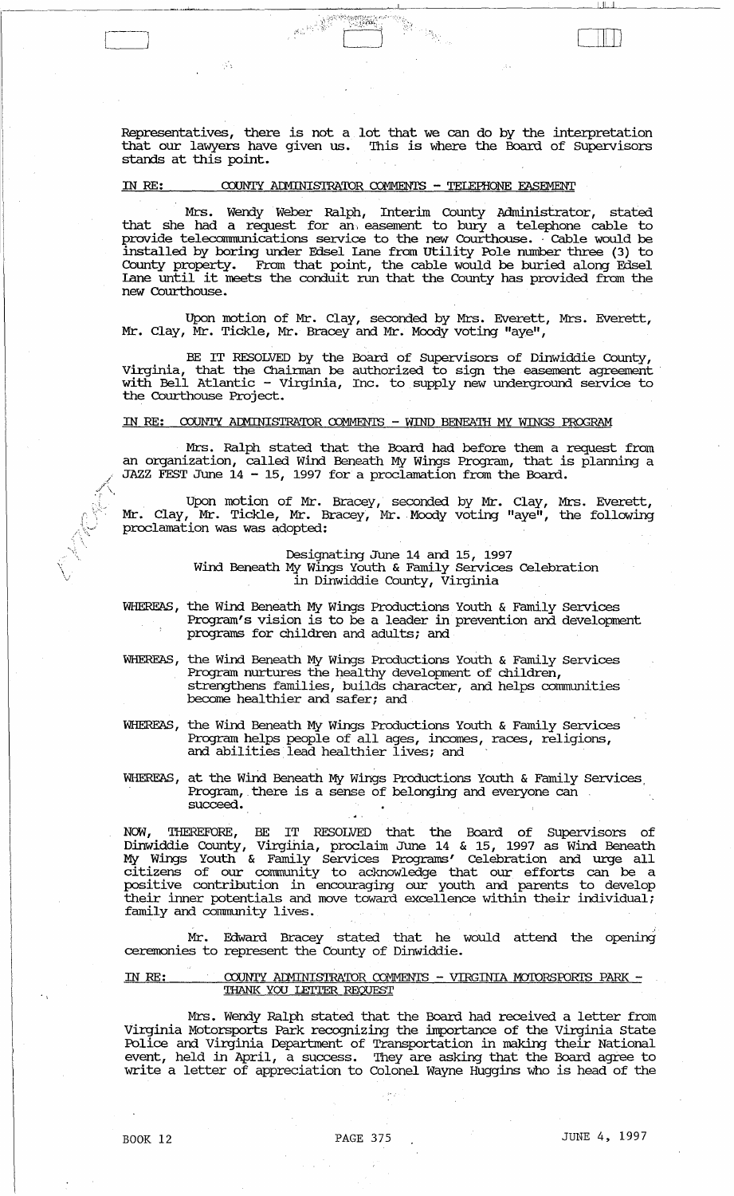Representatives, there is not a lot that we can do by the interpretation that our lawyers have given us. This is where the Board of Supervisors stands at this point.

IN RE: COUNTY ADMINISTRATOR COMMENTS - TELEPHONE EASEMENT

Mrs. Wendy Weber Ralph, Interim County Administrator, stated that she had a request for an easement to bury a telephone cable to provide telecommunications service to the new Courthouse. Cable would be installed by boring under Edsel Lane from Utility Pole number three (3) to County property. From that point, the cable would be buried along Edsel Lane until it meets the conduit run that the County has provided from the new Courthouse.

Upon motion of Mr. Clay, seconded by Mrs. Everett, Mrs. Everett, Mr. Clay, Mr. Tickle, Mr. Bracey and Mr. Moody voting "aye",

BE IT RESOLVED by the Board of Supervisors of Dinwiddie County, Virginia, that the Chairman be authorized to sign the easement agreement with Bell Atlantic - Virginia, Inc. to supply new underground service to the Courthouse Project.

IN RE: COUNTY ADMINISTRATOR COMMENTS - WIND BENEATH MY WINGS PROGRAM

Mrs. Ralph stated that the Board had before them a request from an organization, called Wind Beneath My Wings Program, that is planning a JAZZ FEST June 14 - 15, 1997 for a proclamation from the Board.

Upon motion of Mr. Bracey, seconded by Mr. Clay, Mrs. Everett, Mr. Clay, Mr. Tickle, Mr. Bracey, Mr. Moody voting "aye", the following proclamation was was adopted:

Designating June 14 and 15, 1997
Wind Beneath My Wings Youth & Family Services Celebration
in Dinwiddie County, Virginia

WHEREAS, the Wind Beneath My Wings Productions Youth & Family Services Program's vision is to be a leader in prevention and development programs for children and adults; and

WHEREAS, the Wind Beneath My Wings Productions Youth & Family Services Program nurtures the healthy development of children, strengthens families, builds character, and helps communities become healthier and safer; and

WHEREAS, the Wind Beneath My Wings Productions Youth & Family Services Program helps people of all ages, incomes, races, religions, and abilities lead healthier lives; and

WHEREAS, at the Wind Beneath My Wings Productions Youth & Family Services Program, there is a sense of belonging and everyone can succeed.

NOW, THEREFORE, BE IT RESOLVED that the Board of Supervisors of Dinwiddie County, Virginia, proclaim June 14 & 15, 1997 as Wind Beneath My Wings Youth & Family Services Programs' Celebration and urge all citizens of our community to acknowledge that our efforts can be a positive contribution in encouraging our youth and parents to develop their inner potentials and move toward excellence within their individual; family and community lives.

Mr. Edward Bracey stated that he would attend the opening ceremonies to represent the County of Dinwiddie.

IN RE: COUNTY ADMINISTRATOR COMMENTS - VIRGINIA MOTORSPORTS PARK - THANK YOU LETTER REQUEST

Mrs. Wendy Ralph stated that the Board had received a letter from Virginia Motorsports Park recognizing the importance of the Virginia State Police and Virginia Department of Transportation in making their National event, held in April, a success. They are asking that the Board agree to write a letter of appreciation to Colonel Wayne Huggins who is head of the

BOOK 12 PAGE 375 JUNE 4, 1997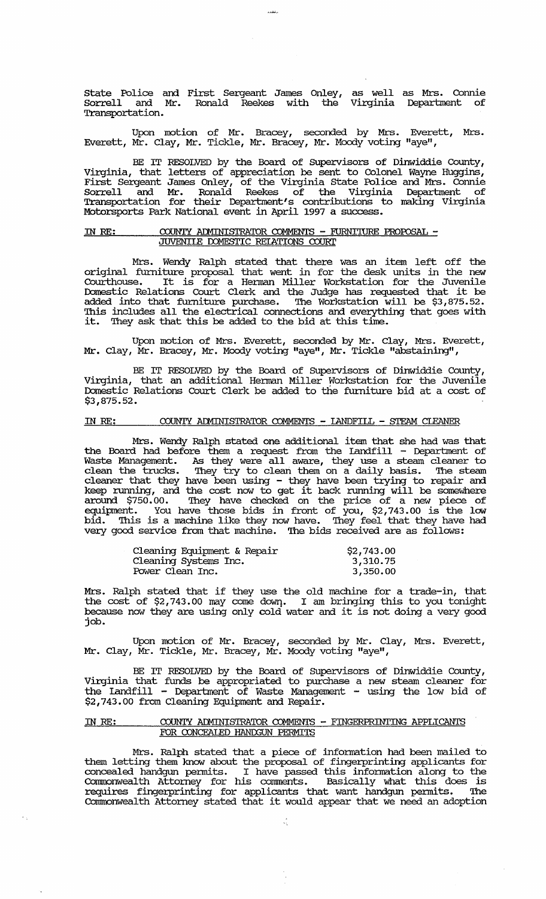State Police and First Sergeant James Onley, as well as Mrs. Connie Sorrell and Mr. Ronald Reekes with the Virginia Department of Transportation.

Upon motion of Mr. Bracey, seconded by Mrs. Everett, Mrs. Everett, Mr. Clay, Mr. Tickle, Mr. Bracey, Mr. Moody voting "aye",

BE IT RESOLVED by the Board of Supervisors of Dinwiddie County, Virginia, that letters of appreciation be sent to Colonel Wayne Huggins, First Sergeant James Onley, of the Virginia State Police and Mrs. Connie Sorrell and Mr. Ronald Reekes of the Virginia Department of Transportation for their Department's contributions to making Virginia Motorsports Park National event in April 1997 a success.

IN RE: COUNTY ADMINISTRATOR COMMENTS - FURNITURE PROPOSAL - JUVENILE DOMESTIC RELATIONS COURT

Mrs. Wendy Ralph stated that there was an item left off the original furniture proposal that went in for the desk units in the new Courthouse. It is for a Herman Miller Workstation for the Juvenile Domestic Relations Court Clerk and the Judge has requested that it be added into that furniture purchase. The Workstation will be $3,875.52. This includes all the electrical connections and everything that goes with it. They ask that this be added to the bid at this time.

Upon motion of Mrs. Everett, seconded by Mr. Clay, Mrs. Everett, Mr. Clay, Mr. Bracey, Mr. Moody voting "aye", Mr. Tickle "abstaining",

BE IT RESOLVED by the Board of Supervisors of Dinwiddie County, Virginia, that an additional Herman Miller Workstation for the Juvenile Domestic Relations Court Clerk be added to the furniture bid at a cost of $3,875.52.

IN RE: COUNTY ADMINISTRATOR COMMENTS - LANDFILL - STEAM CLEANER

Mrs. Wendy Ralph stated one additional item that she had was that the Board had before them a request from the Landfill - Department of Waste Management. As they were all aware, they use a steam cleaner to clean the trucks. They try to clean them on a daily basis. The steam cleaner that they have been using - they have been trying to repair and keep running, and the cost now to get it back running will be somewhere around $750.00. They have checked on the price of a new piece of equipment. You have those bids in front of you, $2,743.00 is the low bid. This is a machine like they now have. They feel that they have had very good service from that machine. The bids received are as follows:

| | |
|---|---|
| Cleaning Equipment & Repair | $2,743.00 |
| Cleaning Systems Inc. | 3,310.75 |
| Power Clean Inc. | 3,350.00 |

Mrs. Ralph stated that if they use the old machine for a trade-in, that the cost of $2,743.00 may come down. I am bringing this to you tonight because now they are using only cold water and it is not doing a very good job.

Upon motion of Mr. Bracey, seconded by Mr. Clay, Mrs. Everett, Mr. Clay, Mr. Tickle, Mr. Bracey, Mr. Moody voting "aye",

BE IT RESOLVED by the Board of Supervisors of Dinwiddie County, Virginia that funds be appropriated to purchase a new steam cleaner for the Landfill - Department of Waste Management - using the low bid of $2,743.00 from Cleaning Equipment and Repair.

IN RE: COUNTY ADMINISTRATOR COMMENTS - FINGERPRINTING APPLICANTS FOR CONCEALED HANDGUN PERMITS

Mrs. Ralph stated that a piece of information had been mailed to them letting them know about the proposal of fingerprinting applicants for concealed handgun permits. I have passed this information along to the Commonwealth Attorney for his comments. Basically what this does is requires fingerprinting for applicants that want handgun permits. The Commonwealth Attorney stated that it would appear that we need an adoption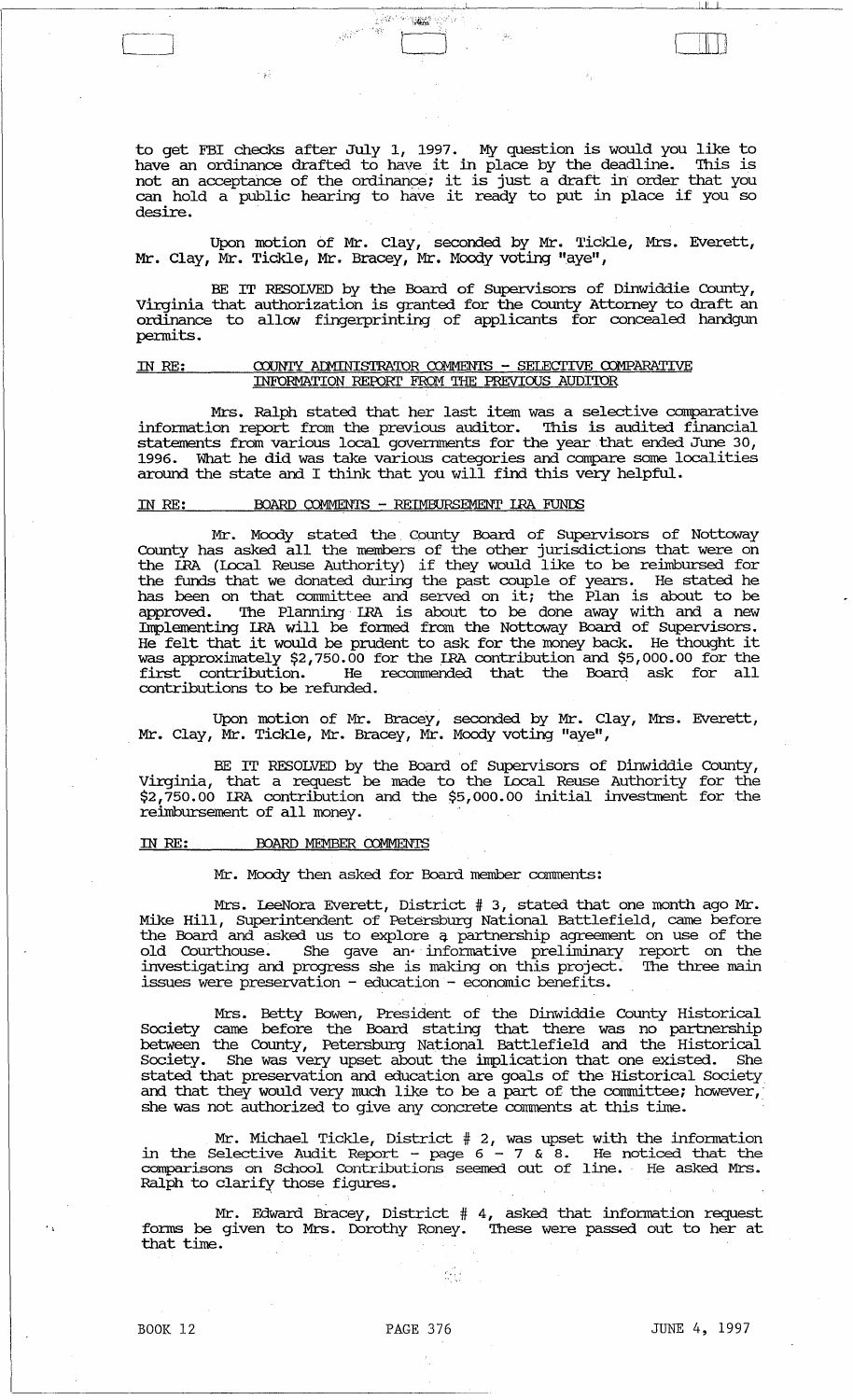to get FBI checks after July 1, 1997. My question is would you like to have an ordinance drafted to have it in place by the deadline. This is not an acceptance of the ordinance; it is just a draft in order that you can hold a public hearing to have it ready to put in place if you so desire.

Upon motion of Mr. Clay, seconded by Mr. Tickle, Mrs. Everett, Mr. Clay, Mr. Tickle, Mr. Bracey, Mr. Moody voting "aye",

BE IT RESOLVED by the Board of Supervisors of Dinwiddie County, Virginia that authorization is granted for the County Attorney to draft an ordinance to allow fingerprinting of applicants for concealed handgun permits.

IN RE: COUNTY ADMINISTRATOR COMMENTS - SELECTIVE COMPARATIVE INFORMATION REPORT FROM THE PREVIOUS AUDITOR

Mrs. Ralph stated that her last item was a selective comparative information report from the previous auditor. This is audited financial statements from various local governments for the year that ended June 30, 1996. What he did was take various categories and compare some localities around the state and I think that you will find this very helpful.

IN RE: BOARD COMMENTS - REIMBURSEMENT LRA FUNDS

Mr. Moody stated the County Board of Supervisors of Nottoway County has asked all the members of the other jurisdictions that were on the LRA (Local Reuse Authority) if they would like to be reimbursed for the funds that we donated during the past couple of years. He stated he has been on that committee and served on it; the Plan is about to be approved. The Planning LRA is about to be done away with and a new Implementing LRA will be formed from the Nottoway Board of Supervisors. He felt that it would be prudent to ask for the money back. He thought it was approximately $2,750.00 for the LRA contribution and $5,000.00 for the first contribution. He recommended that the Board ask for all contributions to be refunded.

Upon motion of Mr. Bracey, seconded by Mr. Clay, Mrs. Everett, Mr. Clay, Mr. Tickle, Mr. Bracey, Mr. Moody voting "aye",

BE IT RESOLVED by the Board of Supervisors of Dinwiddie County, Virginia, that a request be made to the Local Reuse Authority for the $2,750.00 LRA contribution and the $5,000.00 initial investment for the reimbursement of all money.

IN RE: BOARD MEMBER COMMENTS

Mr. Moody then asked for Board member comments:

Mrs. LeeNora Everett, District # 3, stated that one month ago Mr. Mike Hill, Superintendent of Petersburg National Battlefield, came before the Board and asked us to explore a partnership agreement on use of the old Courthouse. She gave an informative preliminary report on the investigating and progress she is making on this project. The three main issues were preservation - education - economic benefits.

Mrs. Betty Bowen, President of the Dinwiddie County Historical Society came before the Board stating that there was no partnership between the County, Petersburg National Battlefield and the Historical Society. She was very upset about the implication that one existed. She stated that preservation and education are goals of the Historical Society and that they would very much like to be a part of the committee; however, she was not authorized to give any concrete comments at this time.

Mr. Michael Tickle, District # 2, was upset with the information in the Selective Audit Report - page 6 - 7 & 8. He noticed that the comparisons on School Contributions seemed out of line. He asked Mrs. Ralph to clarify those figures.

Mr. Edward Bracey, District # 4, asked that information request forms be given to Mrs. Dorothy Roney. These were passed out to her at that time.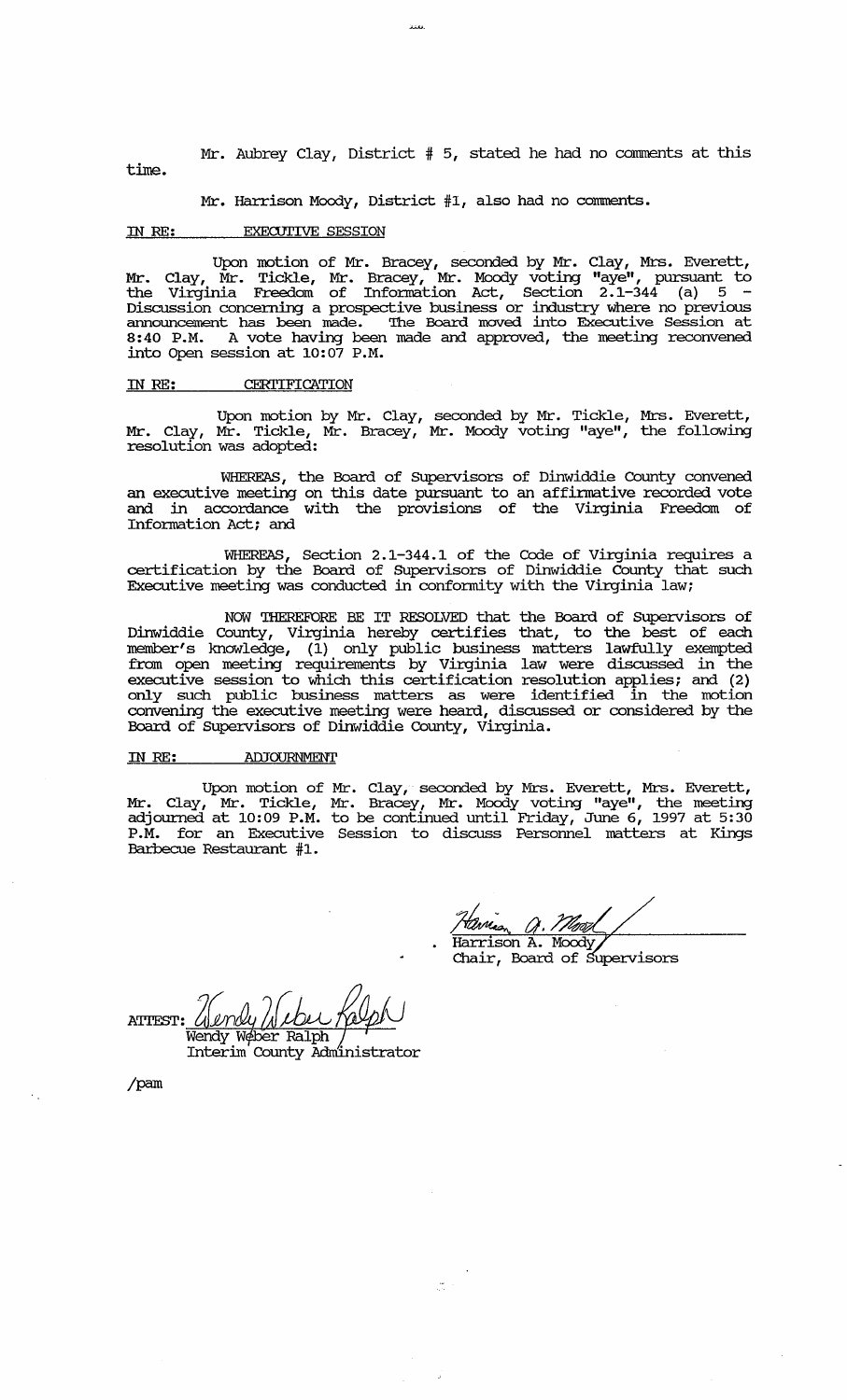Mr. Aubrey Clay, District # 5, stated he had no comments at this time.

Mr. Harrison Moody, District #1, also had no comments.

IN RE: EXECUTIVE SESSION

Upon motion of Mr. Bracey, seconded by Mr. Clay, Mrs. Everett, Mr. Clay, Mr. Tickle, Mr. Bracey, Mr. Moody voting "aye", pursuant to the Virginia Freedom of Information Act, Section 2.1-344 (a) 5 - Discussion concerning a prospective business or industry where no previous announcement has been made. The Board moved into Executive Session at 8:40 P.M. A vote having been made and approved, the meeting reconvened into Open session at 10:07 P.M.

IN RE: CERTIFICATION

Upon motion by Mr. Clay, seconded by Mr. Tickle, Mrs. Everett, Mr. Clay, Mr. Tickle, Mr. Bracey, Mr. Moody voting "aye", the following resolution was adopted:

WHEREAS, the Board of Supervisors of Dinwiddie County convened an executive meeting on this date pursuant to an affirmative recorded vote and in accordance with the provisions of the Virginia Freedom of Information Act; and

WHEREAS, Section 2.1-344.1 of the Code of Virginia requires a certification by the Board of Supervisors of Dinwiddie County that such Executive meeting was conducted in conformity with the Virginia law;

NOW THEREFORE BE IT RESOLVED that the Board of Supervisors of Dinwiddie County, Virginia hereby certifies that, to the best of each member's knowledge, (1) only public business matters lawfully exempted from open meeting requirements by Virginia law were discussed in the executive session to which this certification resolution applies; and (2) only such public business matters as were identified in the motion convening the executive meeting were heard, discussed or considered by the Board of Supervisors of Dinwiddie County, Virginia.

IN RE: ADJOURNMENT

Upon motion of Mr. Clay, seconded by Mrs. Everett, Mrs. Everett, Mr. Clay, Mr. Tickle, Mr. Bracey, Mr. Moody voting "aye", the meeting adjourned at 10:09 P.M. to be continued until Friday, June 6, 1997 at 5:30 P.M. for an Executive Session to discuss Personnel matters at Kings Barbecue Restaurant #1.

Harrison A. Moody
Chair, Board of Supervisors

ATTEST: Wendy Weber Ralph
Interim County Administrator

/pam